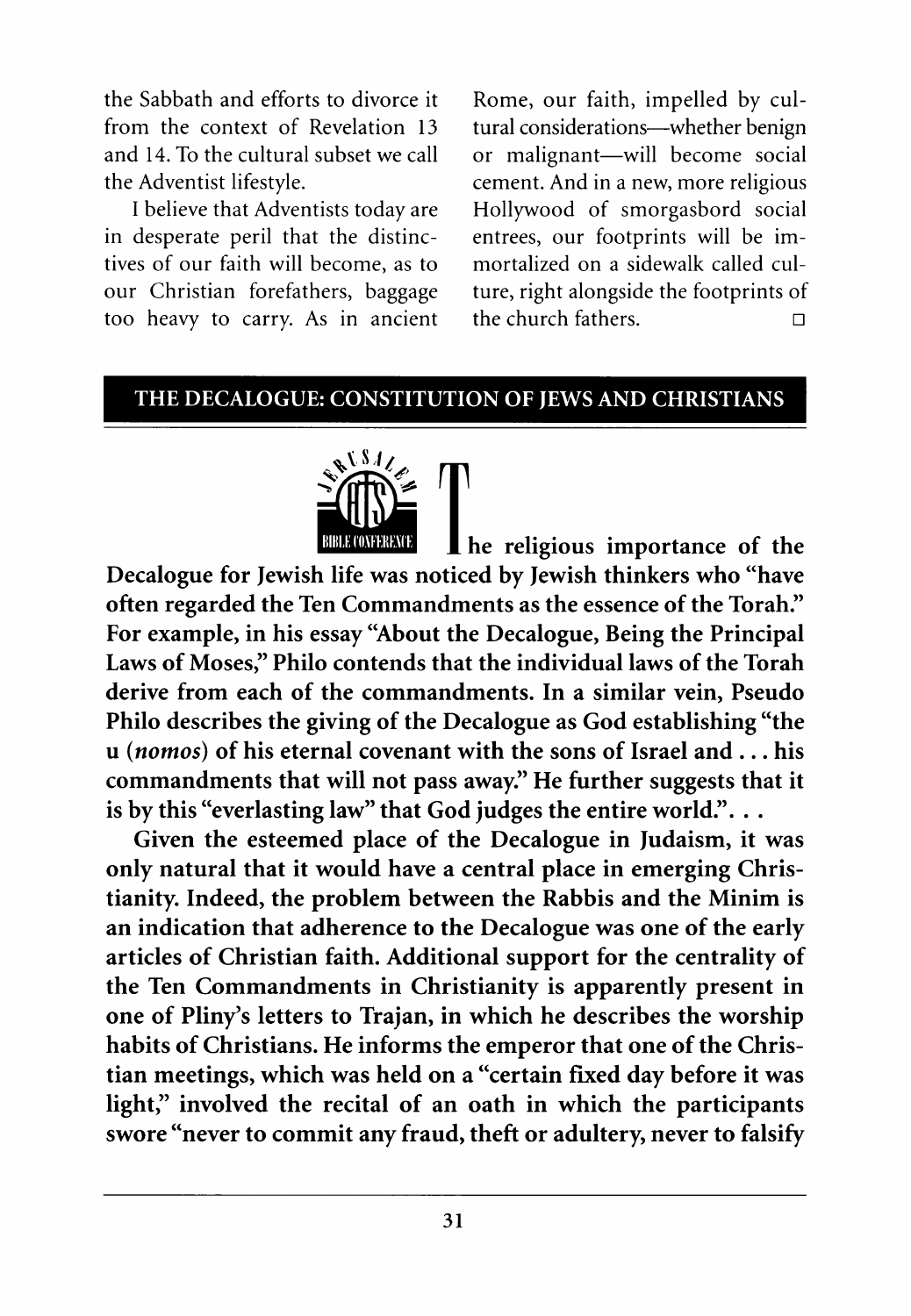the Sabbath and efforts to divorce it from the context of Revelation 13 and 14. To the cultural subset we call the Adventist lifestyle.

I believe that Adventists today are in desperate peril that the distinctives of our faith will become, as to our Christian forefathers, baggage too heavy to carry. As in ancient Rome, our faith, impelled by cultural considerations—whether benign or malignant—will become social cement. And in a new, more religious Hollywood of smorgasbord social entrees, our footprints will be immortalized on a sidewalk called culture, right alongside the footprints of the church fathers. □

## THE DECALOGUE: CONSTITUTION OF JEWS AND CHRISTIANS

JERUSALEM ATS BIBLE CONFERENCE

**The religious importance of the Decalogue for Jewish life was noticed by Jewish thinkers who "have often regarded the Ten Commandments as the essence of the Torah." For example, in his essay "About the Decalogue, Being the Principal Laws of Moses," Philo contends that the individual laws of the Torah derive from each of the commandments. In a similar vein, Pseudo Philo describes the giving of the Decalogue as God establishing "the u (*nomos*) of his eternal covenant with the sons of Israel and . . . his commandments that will not pass away." He further suggests that it is by this "everlasting law" that God judges the entire world.". . .**

**Given the esteemed place of the Decalogue in Judaism, it was only natural that it would have a central place in emerging Christianity. Indeed, the problem between the Rabbis and the Minim is an indication that adherence to the Decalogue was one of the early articles of Christian faith. Additional support for the centrality of the Ten Commandments in Christianity is apparently present in one of Pliny's letters to Trajan, in which he describes the worship habits of Christians. He informs the emperor that one of the Christian meetings, which was held on a "certain fixed day before it was light," involved the recital of an oath in which the participants swore "never to commit any fraud, theft or adultery, never to falsify**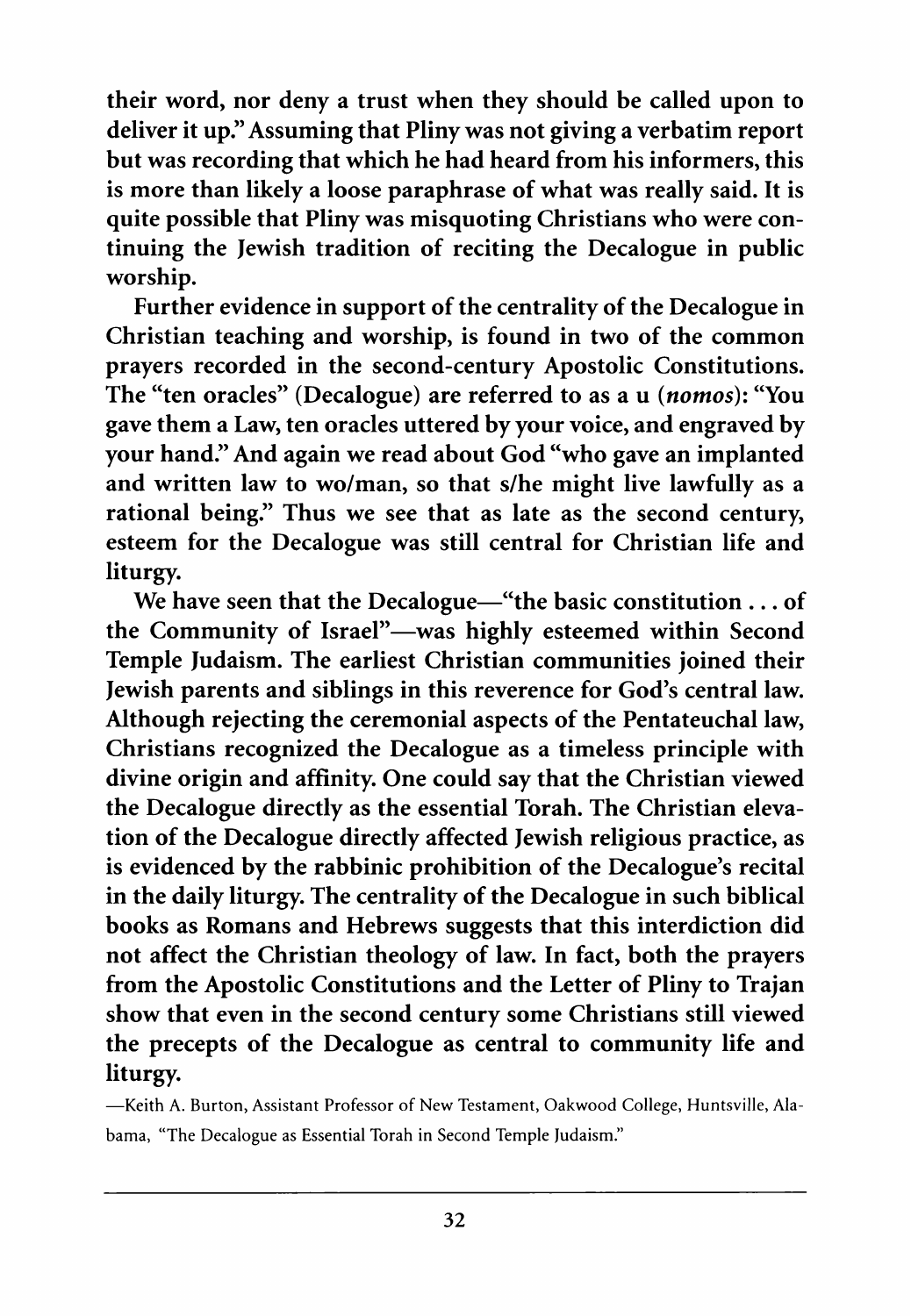**their word, nor deny a trust when they should be called upon to deliver it up." Assuming that Pliny was not giving a verbatim report but was recording that which he had heard from his informers, this is more than likely a loose paraphrase of what was really said. It is quite possible that Pliny was misquoting Christians who were continuing the Jewish tradition of reciting the Decalogue in public worship.**

**Further evidence in support of the centrality of the Decalogue in Christian teaching and worship, is found in two of the common prayers recorded in the second-century Apostolic Constitutions. The "ten oracles" (Decalogue) are referred to as a u (*nomos*): "You gave them a Law, ten oracles uttered by your voice, and engraved by your hand." And again we read about God "who gave an implanted and written law to wo/man, so that s/he might live lawfully as a rational being." Thus we see that as late as the second century, esteem for the Decalogue was still central for Christian life and liturgy.**

**We have seen that the Decalogue—"the basic constitution . . . of the Community of Israel"—was highly esteemed within Second Temple Judaism. The earliest Christian communities joined their Jewish parents and siblings in this reverence for God's central law. Although rejecting the ceremonial aspects of the Pentateuchal law, Christians recognized the Decalogue as a timeless principle with divine origin and affinity. One could say that the Christian viewed the Decalogue directly as the essential Torah. The Christian elevation of the Decalogue directly affected Jewish religious practice, as is evidenced by the rabbinic prohibition of the Decalogue's recital in the daily liturgy. The centrality of the Decalogue in such biblical books as Romans and Hebrews suggests that this interdiction did not affect the Christian theology of law. In fact, both the prayers from the Apostolic Constitutions and the Letter of Pliny to Trajan show that even in the second century some Christians still viewed the precepts of the Decalogue as central to community life and liturgy.**

—Keith A. Burton, Assistant Professor of New Testament, Oakwood College, Huntsville, Alabama, "The Decalogue as Essential Torah in Second Temple Judaism."